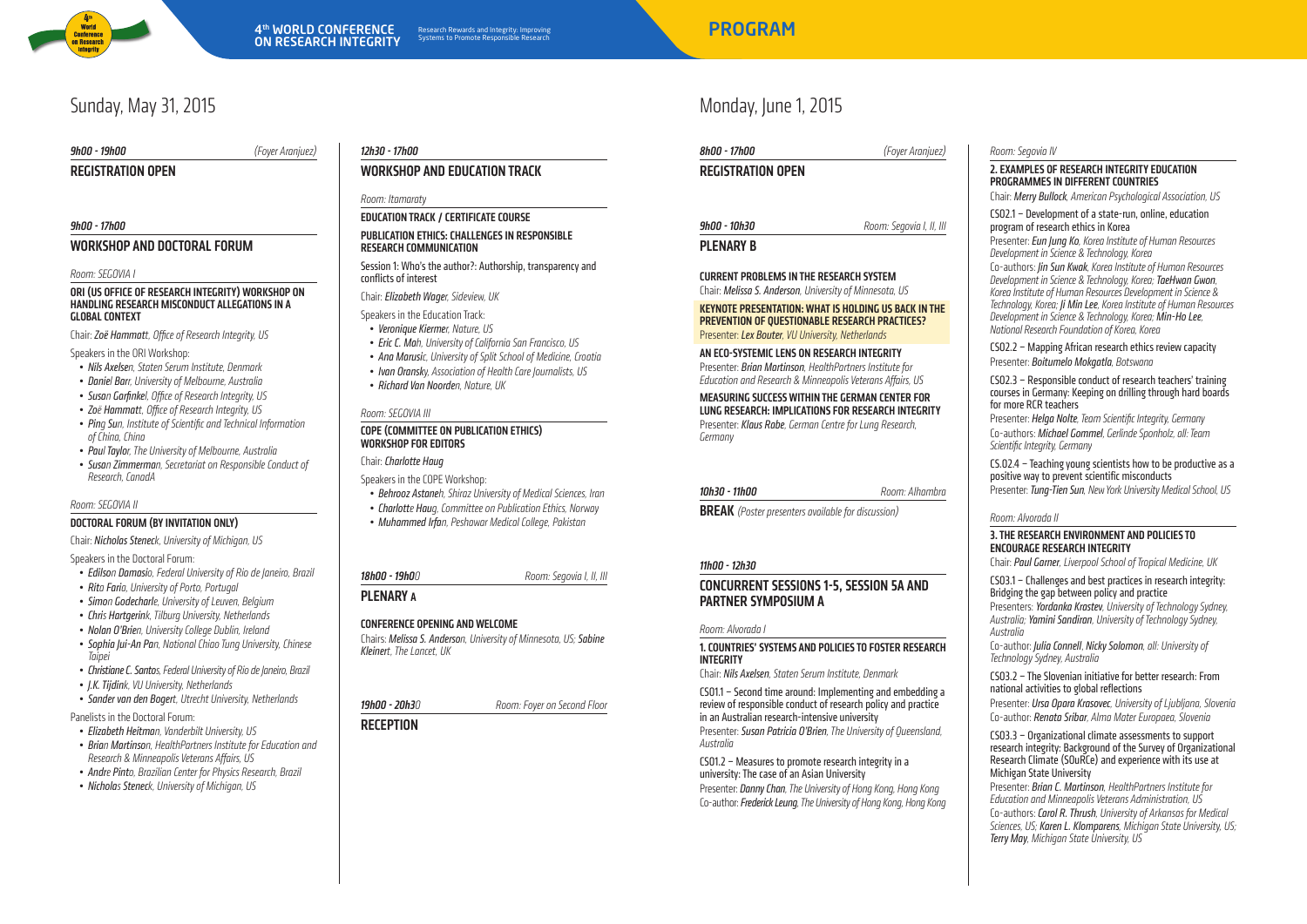# Sunday, May 31, 2015

*9h00 - 19h00* *(Foyer Aranjuez)*

## REGISTRATION OPEN

*9h00 - 17h00*

## WORKSHOP AND DOCTORAL FORUM

*Room: SEGOVIA I*

### ORI (US OFFICE OF RESEARCH INTEGRITY) WORKSHOP ON HANDLING RESEARCH MISCONDUCT ALLEGATIONS IN A GLOBAL CONTEXT

Chair: ***Zoë Hammatt**, Office of Research Integrity, US*

Speakers in the ORI Workshop:

- ***Nils Axelsen**, Staten Serum Institute, Denmark*
- ***Daniel Barr**, University of Melbourne, Australia*
- ***Susan Garfinkel**, Office of Research Integrity, US*
- ***Zoë Hammatt**, Office of Research Integrity, US*
- ***Ping Sun**, Institute of Scientific and Technical Information of China, China*
- ***Paul Taylor**, The University of Melbourne, Australia*
- ***Susan Zimmerman**, Secretariat on Responsible Conduct of Research, CanadA*

*Room: SEGOVIA II*

### DOCTORAL FORUM (BY INVITATION ONLY)

Chair: ***Nicholas Steneck**, University of Michigan, US*

Speakers in the Doctoral Forum:

- ***Edilson Damasio**, Federal University of Rio de Janeiro, Brazil*
- ***Rita Faria**, University of Porto, Portugal*
- ***Simon Godecharle**, University of Leuven, Belgium*
- ***Chris Hartgerink**, Tilburg University, Netherlands*
- ***Nolan O'Brien**, University College Dublin, Ireland*
- ***Sophia Jui-An Pan**, National Chiao Tung University, Chinese Taipei*
- ***Christiane C. Santos**, Federal University of Rio de Janeiro, Brazil*
- ***J.K. Tijdink**, VU University, Netherlands*
- ***Sander van den Bogert**, Utrecht University, Netherlands*

Panelists in the Doctoral Forum:

- ***Elizabeth Heitman**, Vanderbilt University, US*
- ***Brian Martinson**, HealthPartners Institute for Education and Research & Minneapolis Veterans Affairs, US*
- ***Andre Pinto**, Brazilian Center for Physics Research, Brazil*
- ***Nicholas Steneck**, University of Michigan, US*

*12h30 - 17h00*

## WORKSHOP AND EDUCATION TRACK

*Room: Itamaraty*

### EDUCATION TRACK / CERTIFICATE COURSE

**PUBLICATION ETHICS: CHALLENGES IN RESPONSIBLE RESEARCH COMMUNICATION**

Session 1: Who's the author?: Authorship, transparency and conflicts of interest

Chair: ***Elizabeth Wager**, Sideview, UK*

Speakers in the Education Track:

- ***Veronique Kiermer**, Nature, US*
- ***Eric C. Mah**, University of California San Francisco, US*
- ***Ana Marusic**, University of Split School of Medicine, Croatia*
- ***Ivan Oransky**, Association of Health Care Journalists, US*
- ***Richard Van Noorden**, Nature, UK*

*Room: SEGOVIA III*

### COPE (COMMITTEE ON PUBLICATION ETHICS) WORKSHOP FOR EDITORS

Chair: ***Charlotte Haug***

Speakers in the COPE Workshop:

- ***Behrooz Astaneh**, Shiraz University of Medical Sciences, Iran*
- ***Charlotte Haug**, Committee on Publication Ethics, Norway*
- ***Muhammed Irfan**, Peshawar Medical College, Pakistan*

*18h00 - 19h00* *Room: Segovia I, II, III*

## PLENARY A

### CONFERENCE OPENING AND WELCOME

Chairs: ***Melissa S. Anderson**, University of Minnesota, US; **Sabine Kleinert**, The Lancet, UK*

*19h00 - 20h30* *Room: Foyer on Second Floor*

## RECEPTION

# Monday, June 1, 2015

*8h00 - 17h00* *(Foyer Aranjuez)*

## REGISTRATION OPEN

*9h00 - 10h30* *Room: Segovia I, II, III*

## PLENARY B

### CURRENT PROBLEMS IN THE RESEARCH SYSTEM

Chair: ***Melissa S. Anderson**, University of Minnesota, US*

**KEYNOTE PRESENTATION: WHAT IS HOLDING US BACK IN THE PREVENTION OF QUESTIONABLE RESEARCH PRACTICES?**
Presenter: ***Lex Bouter**, VU University, Netherlands*

**AN ECO-SYSTEMIC LENS ON RESEARCH INTEGRITY**
Presenter: ***Brian Martinson**, HealthPartners Institute for Education and Research & Minneapolis Veterans Affairs, US*

**MEASURING SUCCESS WITHIN THE GERMAN CENTER FOR LUNG RESEARCH: IMPLICATIONS FOR RESEARCH INTEGRITY**
Presenter: ***Klaus Rabe**, German Centre for Lung Research, Germany*

*10h30 - 11h00* *Room: Alhambra*

**BREAK** *(Poster presenters available for discussion)*

*11h00 - 12h30*

## CONCURRENT SESSIONS 1-5, SESSION 5A AND PARTNER SYMPOSIUM A

*Room: Alvorada I*

### 1. COUNTRIES' SYSTEMS AND POLICIES TO FOSTER RESEARCH INTEGRITY

Chair: ***Nils Axelsen**, Staten Serum Institute, Denmark*

CS01.1 – Second time around: Implementing and embedding a review of responsible conduct of research policy and practice in an Australian research-intensive university
Presenter: ***Susan Patricia O'Brien**, The University of Queensland, Australia*

CS01.2 – Measures to promote research integrity in a university: The case of an Asian University
Presenter: ***Danny Chan**, The University of Hong Kong, Hong Kong*
Co-author: ***Frederick Leung**, The University of Hong Kong, Hong Kong*

*Room: Segovia IV*

### 2. EXAMPLES OF RESEARCH INTEGRITY EDUCATION PROGRAMMES IN DIFFERENT COUNTRIES

Chair: ***Merry Bullock**, American Psychological Association, US*

CS02.1 – Development of a state-run, online, education program of research ethics in Korea
Presenter: ***Eun Jung Ko**, Korea Institute of Human Resources Development in Science & Technology, Korea*
Co-authors: ***Jin Sun Kwak**, Korea Institute of Human Resources Development in Science & Technology, Korea; **TaeHwan Gwon**, Korea Institute of Human Resources Development in Science & Technology, Korea; **Ji Min Lee**, Korea Institute of Human Resources Development in Science & Technology, Korea; **Min-Ho Lee**, National Research Foundation of Korea, Korea*

CS02.2 – Mapping African research ethics review capacity
Presenter: ***Boitumelo Mokgatla**, Botswana*

CS02.3 – Responsible conduct of research teachers' training courses in Germany: Keeping on drilling through hard boards for more RCR teachers
Presenter: ***Helga Nolte**, Team Scientific Integrity, Germany*
Co-authors: ***Michael Gommel**, **Gerlinde Sponholz**, all: Team Scientific Integrity, Germany*

CS.02.4 – Teaching young scientists how to be productive as a positive way to prevent scientific misconducts
Presenter: ***Tung-Tien Sun**, New York University Medical School, US*

*Room: Alvorada II*

### 3. THE RESEARCH ENVIRONMENT AND POLICIES TO ENCOURAGE RESEARCH INTEGRITY

Chair: ***Paul Garner**, Liverpool School of Tropical Medicine, UK*

CS03.1 – Challenges and best practices in research integrity: Bridging the gap between policy and practice
Presenters: ***Yordanka Krastev**, University of Technology Sydney, Australia; **Yamini Sandiran**, University of Technology Sydney, Australia*
Co-author: ***Julia Connell**, **Nicky Solomon**, all: University of Technology Sydney, Australia*

CS03.2 – The Slovenian initiative for better research: From national activities to global reflections
Presenter: ***Ursa Opara Krasovec**, University of Ljubljana, Slovenia*
Co-author: ***Renata Sribar**, Alma Mater Europaea, Slovenia*

CS03.3 – Organizational climate assessments to support research integrity: Background of the Survey of Organizational Research Climate (SOuRCe) and experience with its use at Michigan State University
Presenter: ***Brian C. Martinson**, HealthPartners Institute for Education and Minneapolis Veterans Administration, US*
Co-authors: ***Carol R. Thrush**, University of Arkansas for Medical Sciences, US; **Karen L. Klomparens**, Michigan State University, US; **Terry May**, Michigan State University, US*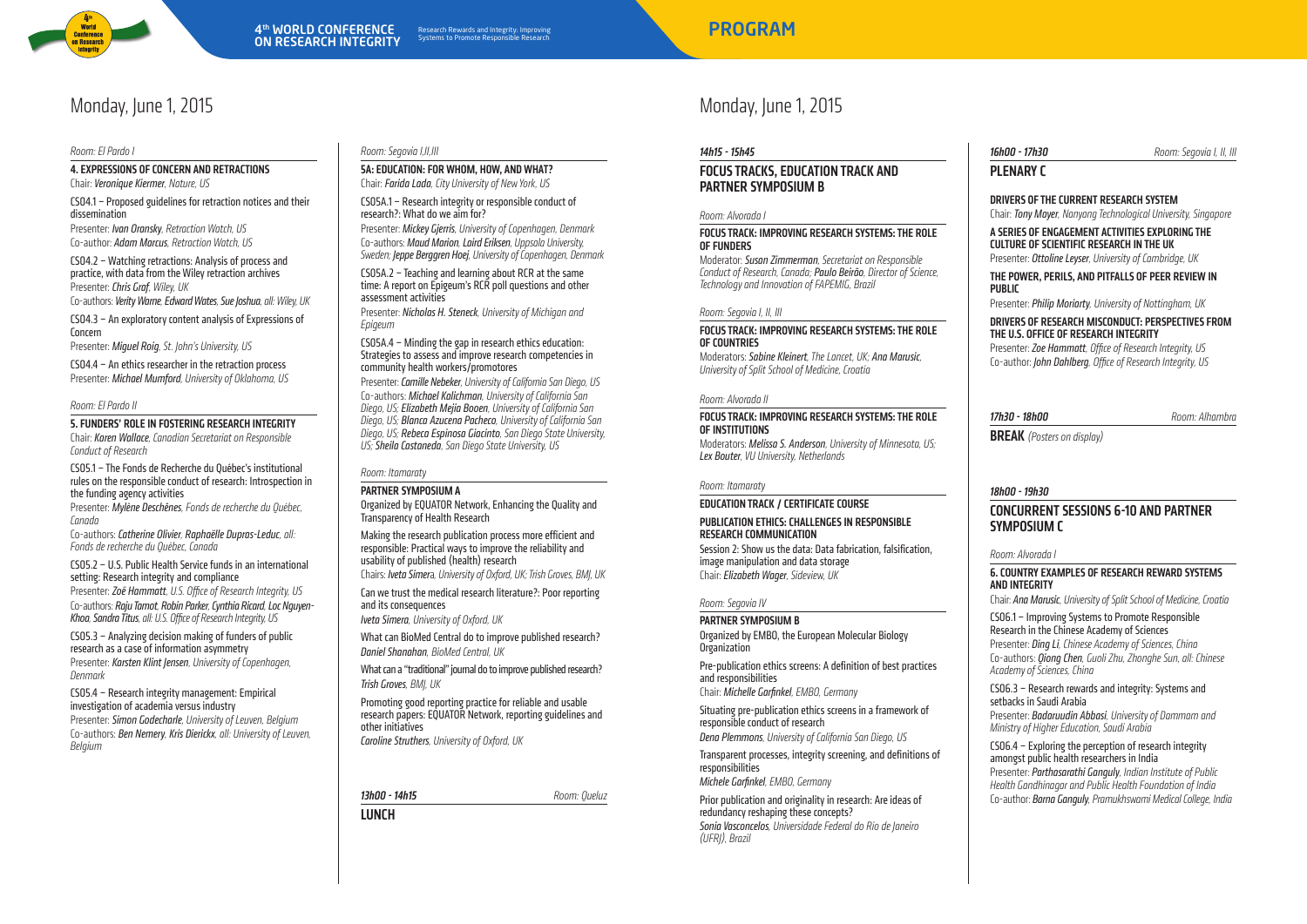# Monday, June 1, 2015

*Room: El Pardo I*

**4. EXPRESSIONS OF CONCERN AND RETRACTIONS**
Chair: ***Veronique Kiermer**, Nature, US*

CS04.1 – Proposed guidelines for retraction notices and their dissemination
Presenter: ***Ivan Oransky**, Retraction Watch, US*
Co-author: ***Adam Marcus**, Retraction Watch, US*

CS04.2 – Watching retractions: Analysis of process and practice, with data from the Wiley retraction archives
Presenter: ***Chris Graf**, Wiley, UK*
Co-authors: ***Verity Warne**, **Edward Wates**, **Sue Joshua**, all: Wiley, UK*

CS04.3 – An exploratory content analysis of Expressions of Concern
Presenter: ***Miguel Roig**, St. John's University, US*

CS04.4 – An ethics researcher in the retraction process
Presenter: ***Michael Mumford**, University of Oklahoma, US*

*Room: El Pardo II*

**5. FUNDERS' ROLE IN FOSTERING RESEARCH INTEGRITY**
Chair: ***Karen Wallace**, Canadian Secretariat on Responsible Conduct of Research*

CS05.1 – The Fonds de Recherche du Québec's institutional rules on the responsible conduct of research: Introspection in the funding agency activities
Presenter: ***Mylène Deschênes**, Fonds de recherche du Québec, Canada*
Co-authors: ***Catherine Olivier**, **Raphaëlle Dupras-Leduc**, all: Fonds de recherche du Québec, Canada*

CS05.2 – U.S. Public Health Service funds in an international setting: Research integrity and compliance
Presenter: ***Zoë Hammatt**, U.S. Office of Research Integrity, US*
Co-authors: ***Raju Tamot**, **Robin Parker**, **Cynthia Ricard**, **Loc Nguyen-Khoa**, **Sandra Titus**, all: U.S. Office of Research Integrity, US*

CS05.3 – Analyzing decision making of funders of public research as a case of information asymmetry
Presenter: ***Karsten Klint Jensen**, University of Copenhagen, Denmark*

CS05.4 – Research integrity management: Empirical investigation of academia versus industry
Presenter: ***Simon Godecharle**, University of Leuven, Belgium*
Co-authors: ***Ben Nemery**, **Kris Dierickx**, all: University of Leuven, Belgium*

*Room: Segovia I,II,III*

**5A: EDUCATION: FOR WHOM, HOW, AND WHAT?**
Chair: ***Farida Lada**, City University of New York, US*

CS05A.1 – Research integrity or responsible conduct of research?: What do we aim for?
Presenter: ***Mickey Gjerris**, University of Copenhagen, Denmark*
Co-authors: ***Maud Marion**, **Laird Eriksen**, Uppsala University, Sweden; **Jeppe Berggren Hoej**, University of Copenhagen, Denmark*

CS05A.2 – Teaching and learning about RCR at the same time: A report on Epigeum's RCR poll questions and other assessment activities
Presenter: ***Nicholas H. Steneck**, University of Michigan and Epigeum*

CS05A.4 – Minding the gap in research ethics education: Strategies to assess and improve research competencies in community health workers/promotores
Presenter: ***Camille Nebeker**, University of California San Diego, US*
Co-authors: ***Michael Kalichman**, University of California San Diego, US; **Elizabeth Mejia Booen**, University of California San Diego, US; **Blanca Azucena Pacheco**, University of California San Diego, US; **Rebeca Espinosa Giacinto**, San Diego State University, US; **Sheila Castaneda**, San Diego State University, US*

*Room: Itamaraty*

**PARTNER SYMPOSIUM A**
Organized by EQUATOR Network, Enhancing the Quality and Transparency of Health Research

Making the research publication process more efficient and responsible: Practical ways to improve the reliability and usability of published (health) research
Chairs: ***Iveta Simera**, University of Oxford, UK; **Trish Groves**, BMJ, UK*

Can we trust the medical research literature?: Poor reporting and its consequences
***Iveta Simera**, University of Oxford, UK*

What can BioMed Central do to improve published research?
***Daniel Shanahan**, BioMed Central, UK*

What can a "traditional" journal do to improve published research?
***Trish Groves**, BMJ, UK*

Promoting good reporting practice for reliable and usable research papers: EQUATOR Network, reporting guidelines and other initiatives
***Caroline Struthers**, University of Oxford, UK*

***13h00 - 14h15*** — *Room: Queluz*

**LUNCH**

# Monday, June 1, 2015

***14h15 - 15h45***

## FOCUS TRACKS, EDUCATION TRACK AND PARTNER SYMPOSIUM B

*Room: Alvorada I*

**FOCUS TRACK: IMPROVING RESEARCH SYSTEMS: THE ROLE OF FUNDERS**
Moderator: ***Susan Zimmerman**, Secretariat on Responsible Conduct of Research, Canada; **Paulo Beirão**, Director of Science, Technology and Innovation of FAPEMIG, Brazil*

*Room: Segovia I, II, III*

**FOCUS TRACK: IMPROVING RESEARCH SYSTEMS: THE ROLE OF COUNTRIES**
Moderators: ***Sabine Kleinert**, The Lancet, UK; **Ana Marusic**, University of Split School of Medicine, Croatia*

*Room: Alvorada II*

**FOCUS TRACK: IMPROVING RESEARCH SYSTEMS: THE ROLE OF INSTITUTIONS**
Moderators: ***Melissa S. Anderson**, University of Minnesota, US; **Lex Bouter**, VU University, Netherlands*

*Room: Itamaraty*

**EDUCATION TRACK / CERTIFICATE COURSE**

**PUBLICATION ETHICS: CHALLENGES IN RESPONSIBLE RESEARCH COMMUNICATION**
Session 2: Show us the data: Data fabrication, falsification, image manipulation and data storage
Chair: ***Elizabeth Wager**, Sideview, UK*

*Room: Segovia IV*

**PARTNER SYMPOSIUM B**
Organized by EMBO, the European Molecular Biology Organization

Pre-publication ethics screens: A definition of best practices and responsibilities
Chair: ***Michelle Garfinkel**, EMBO, Germany*

Situating pre-publication ethics screens in a framework of responsible conduct of research
***Dena Plemmons**, University of California San Diego, US*

Transparent processes, integrity screening, and definitions of responsibilities
***Michele Garfinkel**, EMBO, Germany*

Prior publication and originality in research: Are ideas of redundancy reshaping these concepts?
***Sonia Vasconcelos**, Universidade Federal do Rio de Janeiro (UFRJ), Brazil*

***16h00 - 17h30*** — *Room: Segovia I, II, III*

## PLENARY C

**DRIVERS OF THE CURRENT RESEARCH SYSTEM**
Chair: ***Tony Mayer**, Nanyang Technological University, Singapore*

**A SERIES OF ENGAGEMENT ACTIVITIES EXPLORING THE CULTURE OF SCIENTIFIC RESEARCH IN THE UK**
Presenter: ***Ottoline Leyser**, University of Cambridge, UK*

**THE POWER, PERILS, AND PITFALLS OF PEER REVIEW IN PUBLIC**
Presenter: ***Philip Moriarty**, University of Nottingham, UK*

**DRIVERS OF RESEARCH MISCONDUCT: PERSPECTIVES FROM THE U.S. OFFICE OF RESEARCH INTEGRITY**
Presenter: ***Zoe Hammatt**, Office of Research Integrity, US*
Co-author: ***John Dahlberg**, Office of Research Integrity, US*

***17h30 - 18h00*** — *Room: Alhambra*

**BREAK** *(Posters on display)*

***18h00 - 19h30***

## CONCURRENT SESSIONS 6-10 AND PARTNER SYMPOSIUM C

*Room: Alvorada I*

**6. COUNTRY EXAMPLES OF RESEARCH REWARD SYSTEMS AND INTEGRITY**
Chair: ***Ana Marusic**, University of Split School of Medicine, Croatia*

CS06.1 – Improving Systems to Promote Responsible Research in the Chinese Academy of Sciences
Presenter: ***Ding Li**, Chinese Academy of Sciences, China*
Co-authors: ***Qiong Chen**, Guoli Zhu, Zhonghe Sun, all: Chinese Academy of Sciences, China*

CS06.3 – Research rewards and integrity: Systems and setbacks in Saudi Arabia
Presenter: ***Badaruudin Abbasi**, University of Dammam and Ministry of Higher Education, Saudi Arabia*

CS06.4 – Exploring the perception of research integrity amongst public health researchers in India
Presenter: ***Parthasarathi Ganguly**, Indian Institute of Public Health Gandhinagar and Public Health Foundation of India*
Co-author: ***Barna Ganguly**, Pramukhswami Medical College, India*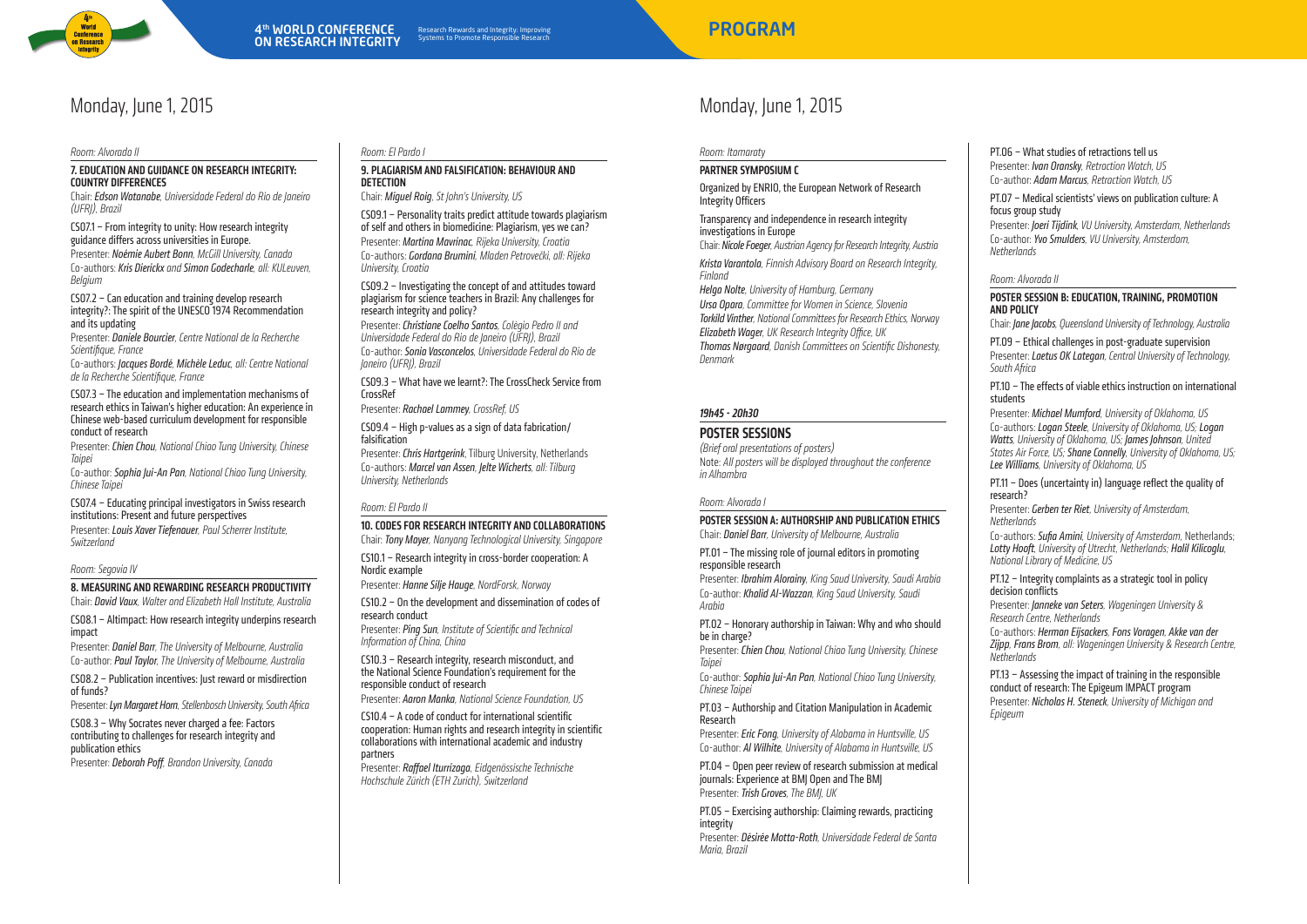# Monday, June 1, 2015

*Room: Alvorada II*

### 7. EDUCATION AND GUIDANCE ON RESEARCH INTEGRITY: COUNTRY DIFFERENCES

Chair: ***Edson Watanabe****, Universidade Federal do Rio de Janeiro (UFRJ), Brazil*

CS07.1 – From integrity to unity: How research integrity guidance differs across universities in Europe.
Presenter: ***Noémie Aubert Bonn****, McGill University, Canada*
Co-authors: ***Kris Dierickx*** *and* ***Simon Godecharle****, all: KULeuven, Belgium*

CS07.2 – Can education and training develop research integrity?: The spirit of the UNESCO 1974 Recommendation and its updating
Presenter: ***Daniele Bourcier****, Centre National de la Recherche Scientifique, France*
Co-authors: ***Jacques Bordé****,* ***Michèle Leduc****, all: Centre National de la Recherche Scientifique, France*

CS07.3 – The education and implementation mechanisms of research ethics in Taiwan's higher education: An experience in Chinese web-based curriculum development for responsible conduct of research
Presenter: ***Chien Chou****, National Chiao Tung University, Chinese Taipei*
Co-author: ***Sophia Jui-An Pan****, National Chiao Tung University, Chinese Taipei*

CS07.4 – Educating principal investigators in Swiss research institutions: Present and future perspectives
Presenter: ***Louis Xaver Tiefenauer****, Paul Scherrer Institute, Switzerland*

*Room: Segovia IV*

### 8. MEASURING AND REWARDING RESEARCH PRODUCTIVITY

Chair: ***David Vaux****, Walter and Elizabeth Hall Institute, Australia*

CS08.1 – Altimpact: How research integrity underpins research impact
Presenter: ***Daniel Barr****, The University of Melbourne, Australia*
Co-author: ***Paul Taylor****, The University of Melbourne, Australia*

CS08.2 – Publication incentives: Just reward or misdirection of funds?
Presenter: ***Lyn Margaret Horn****, Stellenbosch University, South Africa*

CS08.3 – Why Socrates never charged a fee: Factors contributing to challenges for research integrity and publication ethics
Presenter: ***Deborah Poff****, Brandon University, Canada*

*Room: El Pardo I*

### 9. PLAGIARISM AND FALSIFICATION: BEHAVIOUR AND DETECTION

Chair: ***Miguel Roig****, St John's University, US*

CS09.1 – Personality traits predict attitude towards plagiarism of self and others in biomedicine: Plagiarism, yes we can?
Presenter: ***Martina Mavrinac****, Rijeka University, Croatia*
Co-authors: ***Gordana Brumini****,* ***Mladen Petrovečki****, all: Rijeka University, Croatia*

CS09.2 – Investigating the concept of and attitudes toward plagiarism for science teachers in Brazil: Any challenges for research integrity and policy?
Presenter: ***Christiane Coelho Santos****, Colégio Pedro II and Universidade Federal do Rio de Janeiro (UFRJ), Brazil*
Co-author: ***Sonia Vasconcelos****, Universidade Federal do Rio de Janeiro (UFRJ), Brazil*

CS09.3 – What have we learnt?: The CrossCheck Service from CrossRef
Presenter: ***Rachael Lammey****, CrossRef, US*

CS09.4 – High p-values as a sign of data fabrication/falsification
Presenter: ***Chris Hartgerink****, Tilburg University, Netherlands
Co-authors: ***Marcel van Assen****,* ***Jelte Wicherts****, all: Tilburg University, Netherlands*

*Room: El Pardo II*

### 10. CODES FOR RESEARCH INTEGRITY AND COLLABORATIONS

Chair: ***Tony Mayer****, Nanyang Technological University, Singapore*

CS10.1 – Research integrity in cross-border cooperation: A Nordic example
Presenter: ***Hanne Silje Hauge****, NordForsk, Norway*

CS10.2 – On the development and dissemination of codes of research conduct
Presenter: ***Ping Sun****, Institute of Scientific and Technical Information of China, China*

CS10.3 – Research integrity, research misconduct, and the National Science Foundation's requirement for the responsible conduct of research
Presenter: ***Aaron Manka****, National Science Foundation, US*

CS10.4 – A code of conduct for international scientific cooperation: Human rights and research integrity in scientific collaborations with international academic and industry partners
Presenter: ***Raffael Iturrizaga****, Eidgenössische Technische Hochschule Zürich (ETH Zurich), Switzerland*

# Monday, June 1, 2015

*Room: Itamaraty*

### PARTNER SYMPOSIUM C

Organized by ENRIO, the European Network of Research Integrity Officers

Transparency and independence in research integrity investigations in Europe
Chair: ***Nicole Foeger****, Austrian Agency for Research Integrity, Austria*

***Krista Varantola****, Finnish Advisory Board on Research Integrity, Finland*
***Helga Nolte****, University of Hamburg, Germany*
***Ursa Opara****, Committee for Women in Science, Slovenia*
***Torkild Vinther****, National Committees for Research Ethics, Norway*
***Elizabeth Wager****, UK Research Integrity Office, UK*
***Thomas Nørgaard****, Danish Committees on Scientific Dishonesty, Denmark*

***19h45 - 20h30***

## POSTER SESSIONS

*(Brief oral presentations of posters)*
Note: *All posters will be displayed throughout the conference in Alhambra*

*Room: Alvorada I*

### POSTER SESSION A: AUTHORSHIP AND PUBLICATION ETHICS

Chair: ***Daniel Barr****, University of Melbourne, Australia*

PT.01 – The missing role of journal editors in promoting responsible research
Presenter: ***Ibrahim Alorainy****, King Saud University, Saudi Arabia*
Co-author: ***Khalid Al-Wazzan****, King Saud University, Saudi Arabia*

PT.02 – Honorary authorship in Taiwan: Why and who should be in charge?
Presenter: ***Chien Chou****, National Chiao Tung University, Chinese Taipei*
Co-author: ***Sophia Jui-An Pan****, National Chiao Tung University, Chinese Taipei*

PT.03 – Authorship and Citation Manipulation in Academic Research
Presenter: ***Eric Fong****, University of Alabama in Huntsville, US*
Co-author: ***Al Wilhite****, University of Alabama in Huntsville, US*

PT.04 – Open peer review of research submission at medical journals: Experience at BMJ Open and The BMJ
Presenter: ***Trish Groves****, The BMJ, UK*

PT.05 – Exercising authorship: Claiming rewards, practicing integrity
Presenter: ***Désirée Motta-Roth****, Universidade Federal de Santa Maria, Brazil*

PT.06 – What studies of retractions tell us
Presenter: ***Ivan Oransky****, Retraction Watch, US*
Co-author: ***Adam Marcus****, Retraction Watch, US*

PT.07 – Medical scientists' views on publication culture: A focus group study
Presenter: ***Joeri Tijdink****, VU University, Amsterdam, Netherlands*
Co-author: ***Yvo Smulders****, VU University, Amsterdam, Netherlands*

*Room: Alvorada II*

### POSTER SESSION B: EDUCATION, TRAINING, PROMOTION AND POLICY

Chair: ***Jane Jacobs****, Queensland University of Technology, Australia*

PT.09 – Ethical challenges in post-graduate supervision
Presenter: ***Laetus OK Lategan****, Central University of Technology, South Africa*

PT.10 – The effects of viable ethics instruction on international students
Presenter: ***Michael Mumford****, University of Oklahoma, US*
Co-authors: ***Logan Steele****, University of Oklahoma, US;* ***Logan Watts****, University of Oklahoma, US;* ***James Johnson****, United States Air Force, US;* ***Shane Connelly****, University of Oklahoma, US;* ***Lee Williams****, University of Oklahoma, US*

PT.11 – Does (uncertainty in) language reflect the quality of research?
Presenter: ***Gerben ter Riet****, University of Amsterdam, Netherlands*
Co-authors: ***Sufia Amini****, University of Amsterdam*, Netherlands; ***Lotty Hooft****, University of Utrecht, Netherlands;* ***Halil Kilicoglu****, National Library of Medicine, US*

PT.12 – Integrity complaints as a strategic tool in policy decision conflicts
Presenter: ***Janneke van Seters****, Wageningen University & Research Centre, Netherlands*
Co-authors: ***Herman Eijsackers****,* ***Fons Voragen****,* ***Akke van der Zijpp****,* ***Frans Brom****, all: Wageningen University & Research Centre, Netherlands*

PT.13 – Assessing the impact of training in the responsible conduct of research: The Epigeum IMPACT program
Presenter: ***Nicholas H. Steneck****, University of Michigan and Epigeum*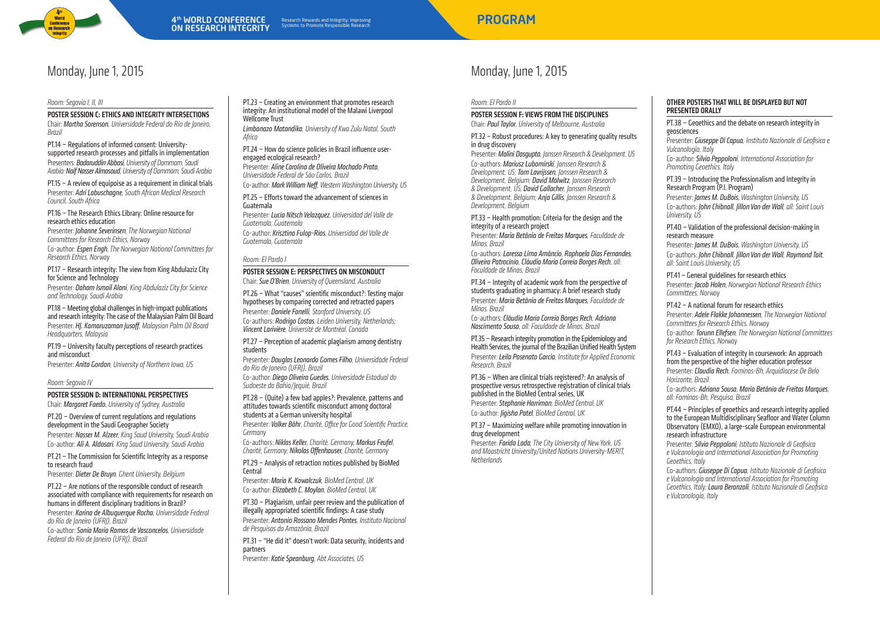# Monday, June 1, 2015

*Room: Segovia I, II, III*

## POSTER SESSION C: ETHICS AND INTEGRITY INTERSECTIONS

Chair: ***Martha Sorenson****, Universidade Federal do Rio de Janeiro, Brazil*

PT.14 – Regulations of informed consent: University-supported research processes and pitfalls in implementation

Presenters: ***Badaruddin Abbasi****, University of Dammam, Saudi Arabia;* ***Naif Nasser Almasoud****, University of Dammam, Saudi Arabia*

PT.15 – A review of equipoise as a requirement in clinical trials

Presenter: ***Adri Labuschagne****, South African Medical Research Council, South Africa*

PT.16 – The Research Ethics Library: Online resource for research ethics education

Presenter: ***Johanne Severinsen****, The Norwegian National Committees for Research Ethics, Norway*

Co-author: ***Espen Engh****, The Norwegian National Committees for Research Ethics, Norway*

PT.17 – Research integrity: The view from King Abdulaziz City for Science and Technology

Presenter: ***Daham Ismail Alani****, King Abdulaziz City for Science and Technology, Saudi Arabia*

PT.18 – Meeting global challenges in high-impact publications and research integrity: The case of the Malaysian Palm Oil Board

Presenter: ***HJ. Kamaruzaman Jusoff****, Malaysian Palm Oil Board Headquarters, Malaysia*

PT.19 – University faculty perceptions of research practices and misconduct

Presenter: ***Anita Gordon****, University of Northern Iowa, US*

*Room: Segovia IV*

## POSTER SESSION D: INTERNATIONAL PERSPECTIVES

Chair: ***Margaret Faedo****, University of Sydney, Australia*

PT.20 – Overview of current regulations and regulations development in the Saudi Geographer Society

Presenter: ***Nasser M. Alzeer****, King Saud University, Saudi Arabia*

Co-author: ***Ali A. Aldosari****, King Saud University, Saudi Arabia*

PT.21 – The Commission for Scientific Integrity as a response to research fraud

Presenter: ***Dieter De Bruyn****, Ghent University, Belgium*

PT.22 – Are notions of the responsible conduct of research associated with compliance with requirements for research on humans in different disciplinary traditions in Brazil?

Presenter: ***Karina de Albuquerque Rocha****, Universidade Federal do Rio de Janeiro (UFRJ), Brazil*

Co-author: ***Sonia Maria Ramos de Vasconcelos****, Universidade Federal do Rio de Janeiro (UFRJ), Brazil*

PT.23 – Creating an environment that promotes research integrity: An institutional model of the Malawi Liverpool Wellcome Trust

***Limbanazo Matandika****, University of Kwa Zulu Natal, South Africa*

PT.24 – How do science policies in Brazil influence user-engaged ecological research?

Presenter: ***Aline Carolina de Oliveira Machado Prata****, Universidade Federal de São Carlos, Brazil*

Co-author: ***Mark William Neff****, Western Washington University, US*

PT.25 – Efforts toward the advancement of sciences in Guatemala

Presenter: ***Lucía Nitsch Velazquez****, Universidad del Valle de Guatemala, Guatemala*

Co-author: ***Krisztina Fulop-Rios****, Universidad del Valle de Guatemala, Guatemala*

*Room: El Pardo I*

## POSTER SESSION E: PERSPECTIVES ON MISCONDUCT

Chair: ***Sue O'Brien****, University of Queensland, Australia*

PT.26 – What "causes" scientific misconduct?: Testing major hypotheses by comparing corrected and retracted papers

Presenter: ***Daniele Fanelli****, Stanford University, US*

Co-authors: ***Rodrigo Costas****, Leiden University, Netherlands;* ***Vincent Larivière****, Université de Montréal, Canada*

PT.27 – Perception of academic plagiarism among dentistry students

Presenter: ***Douglas Leonardo Gomes Filho****, Universidade Federal do Rio de Janeiro (UFRJ), Brazil*

Co-author: ***Diego Oliveira Guedes****, Universidade Estadual do Sudoeste da Bahia/Jequié, Brazil*

PT.28 – (Quite) a few bad apples?: Prevalence, patterns and attitudes towards scientific misconduct among doctoral students at a German university hospital

Presenter: ***Volker Bähr****, Charité, Office for Good Scientific Practice, Germany*

Co-authors: ***Niklas Keller****, Charité, Germany;* ***Markus Feufel****, Charité, Germany;* ***Nikolas Offenhauser****, Charité, Germany*

PT.29 – Analysis of retraction notices published by BioMed Central

Presenter: ***Maria K. Kowalczuk****, BioMed Central, UK*

Co-author: ***Elizabeth C. Moylan****, BioMed Central, UK*

PT.30 – Plagiarism, unfair peer review and the publication of illegally appropriated scientific findings: A case study

Presenter: ***Antonio Rossano Mendes Pontes****, Instituto Nacional de Pesquisas da Amazônia, Brazil*

PT.31 – "He did it" doesn't work: Data security, incidents and partners

Presenter: ***Katie Speanburg****, Abt Associates, US*

# Monday, June 1, 2015

*Room: El Pardo II*

## POSTER SESSION F: VIEWS FROM THE DISCIPLINES

Chair: ***Paul Taylor****, University of Melbourne, Australia*

PT.32 – Robust procedures: A key to generating quality results in drug discovery

Presenter: ***Malini Dasgupta****, Janssen Research & Development, US*

Co-authors: ***Mariusz Lubomirski****, Janssen Research & Development, US;* ***Tom Lavrijssen****, Janssen Research & Development, Belgium;* ***David Malwitz****, Janssen Research & Development, US;* ***David Gallacher****, Janssen Research & Development, Belgium;* ***Anja Gillis****, Janssen Research & Development, Belgium*

PT.33 – Health promotion: Criteria for the design and the integrity of a research project

Presenter: ***Maria Betânia de Freitas Marques****, Faculdade de Minas, Brazil*

Co-authors: ***Laressa Lima Amâncio****,* ***Raphaela Dias Fernandes****,* ***Oliveira Patrocínio****,* ***Cláudia Maria Correia Borges Rech****, all: Faculdade de Minas, Brazil*

PT.34 – Integrity of academic work from the perspective of students graduating in pharmacy: A brief research study

Presenter: ***Maria Betânia de Freitas Marques****, Faculdade de Minas. Brazil*

Co-authors: ***Cláudia Maria Correia Borges Rech****,* ***Adriana Nascimento Sousa****, all: Faculdade de Minas, Brazil*

PT.35 – Research integrity promotion in the Epidemiology and Health Services, the journal of the Brazilian Unified Health System

Presenter: ***Leila Posenato Garcia****, Institute for Applied Economic Research, Brazil*

PT.36 – When are clinical trials registered?: An analysis of prospective versus retrospective registration of clinical trials published in the BioMed Central series, UK

Presenter: ***Stephanie Harriman****, BioMed Central, UK*

Co-author: ***Jigisha Patel****, BioMed Central, UK*

PT.37 – Maximizing welfare while promoting innovation in drug development

Presenter: ***Farida Lada****, The City University of New York, US and Maastricht University/United Nations University-MERIT, Netherlands*

## OTHER POSTERS THAT WILL BE DISPLAYED BUT NOT PRESENTED ORALLY

PT.38 – Geoethics and the debate on research integrity in geosciences

Presenter: ***Giuseppe Di Capua****, Instituto Nazionale di Geofisica e Vulcanologia, Italy*

Co-author: ***Silvia Peppoloni****, International Association for Promoting Geoethics, Italy*

PT.39 – Introducing the Professionalism and Integrity in Research Program (P.I. Program)

Presenter: ***James M. DuBois****, Washington University, US*

Co-authors: ***John Chibnall****,* ***Jillon Van der Wall****, all: Saint Louis University, US*

PT.40 – Validation of the professional decision-making in research measure

Presenter: ***James M. DuBois****, Washington University, US*

Co-authors: ***John Chibnall****,* ***Jillon Van der Wall****,* ***Raymond Tait****, all: Saint Louis University, US*

PT.41 – General guidelines for research ethics

Presenter: ***Jacob Holen****, Norwegian National Research Ethics Committees, Norway*

PT.42 – A national forum for research ethics

Presenter: ***Adele Flakke Johannessen****, The Norwegian National Committees for Research Ethics, Norway*

Co-author: ***Torunn Ellefsen****, The Norwegian National Committees for Research Ethics, Norway*

PT.43 – Evaluation of integrity in coursework: An approach from the perspective of the higher education professor

Presenter: ***Claudia Rech****, Faminas-Bh, Arquidiocese De Belo Horizonte, Brazil*

Co-authors: ***Adriana Sousa****,* ***Maria Betânia de Freitas Marques****, all: Faminas-Bh, Pesquisa, Brazil*

PT.44 – Principles of geoethics and research integrity applied to the European Multidisciplinary Seafloor and Water Column Observatory (EMXO), a large-scale European environmental research infrastructure

Presenter: ***Silvia Peppoloni****, Istituto Nazionale di Geofisica e Vulcanologia and International Association for Promoting Geoethics, Italy*

Co-authors: ***Giuseppe Di Capua****, Istituto Nazionale di Geofisica e Vulcanologia and International Association for Promoting Geoethics, Italy;* ***Laura Beranzoli****, Istituto Nazionale di Geofisica e Vulcanologia, Italy*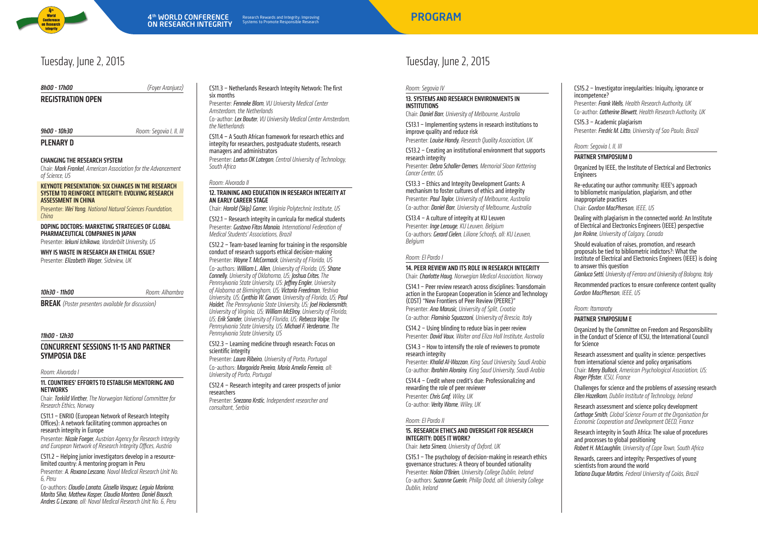# Tuesday, June 2, 2015

*8h00 - 17h00* *(Foyer Aranjuez)*

## REGISTRATION OPEN

*9h00 - 10h30* *Room: Segovia I, II, III*

## PLENARY D

### CHANGING THE RESEARCH SYSTEM

Chair: ***Mark Frankel**, American Association for the Advancement of Science, US*

**KEYNOTE PRESENTATION: SIX CHANGES IN THE RESEARCH SYSTEM TO REINFORCE INTEGRITY: EVOLVING RESEARCH ASSESSMENT IN CHINA**

Presenter: ***Wei Yang**, National Natural Sciences Foundation, China*

**DOPING DOCTORS: MARKETING STRATEGIES OF GLOBAL PHARMACEUTICAL COMPANIES IN JAPAN**

Presenter: ***Iekuni Ichikawa**, Vanderbilt University, US*

**WHY IS WASTE IN RESEARCH AN ETHICAL ISSUE?**

Presenter: ***Elizabeth Wager**, Sideview, UK*

*10h30 - 11h00* *Room: Alhambra*

**BREAK** *(Poster presenters available for discussion)*

*11h00 - 12h30*

## CONCURRENT SESSIONS 11-15 AND PARTNER SYMPOSIA D&E

*Room: Alvorada I*

### 11. COUNTRIES' EFFORTS TO ESTABLISH MENTORING AND NETWORKS

Chair: ***Torkild Vinther**, The Norwegian National Committee for Research Ethics, Norway*

CS11.1 – ENRIO (European Network of Research Integrity Offices): A network facilitating common approaches on research integrity in Europe

Presenter: ***Nicole Foeger**, Austrian Agency for Research Integrity and European Network of Research Integrity Offices, Austria*

CS11.2 – Helping junior investigators develop in a resource-limited country: A mentoring program in Peru

Presenter: ***A. Roxana Lescano**, Naval Medical Research Unit No. 6, Peru*

Co-authors: ***Claudio Lanata**, **Gissella Vasquez**, **Leguia Mariana**, **Marita Silva**, **Mathew Kasper**, **Claudia Montero**, **Daniel Bausch**, **Andres G Lescano**, all: Naval Medical Research Unit No. 6, Peru*

CS11.3 – Netherlands Research Integrity Network: The first six months

Presenter: ***Fenneke Blom**, VU University Medical Center Amsterdam, the Netherlands*

Co-author: ***Lex Bouter**, VU University Medical Center Amsterdam, the Netherlands*

CS11.4 – A South African framework for research ethics and integrity for researchers, postgraduate students, research managers and administrators

Presenter: ***Laetus OK Lategan**, Central University of Technology, South Africa*

*Room: Alvorada II*

### 12. TRAINING AND EDUCATION IN RESEARCH INTEGRITY AT AN EARLY CAREER STAGE

Chair: ***Harold (Skip) Garner**, Virginia Polytechnic Institute, US*

CS12.1 – Research integrity in curricula for medical students

Presenter: ***Gustavo Fitas Manaia**, International Federation of Medical Students' Associations, Brazil*

CS12.2 – Team-based learning for training in the responsible conduct of research supports ethical decision-making

Presenter: ***Wayne T. McCormack**, University of Florida, US*

Co-authors: ***William L. Allen**, University of Florida, US; **Shane Connelly**, University of Oklahoma, US; **Joshua Crites**, The Pennsylvania State University, US; **Jeffrey Engler**, University of Alabama at Birmingham, US; **Victoria Freedman**, Yeshiva University, US; **Cynthia W. Garvan**, University of Florida, US; **Paul Haidet**, The Pennsylvania State University, US; **Joel Hockensmith**, University of Virginia, US; **William McElroy**, University of Florida, US; **Erik Sander**, University of Florida, US; **Rebecca Volpe**, The Pennsylvania State University, US; **Michael F. Verderame**, The Pennsylvania State University, US*

CS12.3 – Learning medicine through research: Focus on scientific integrity

Presenter: ***Laura Ribeiro**, University of Porto, Portugal*

Co-authors: ***Margarida Pereira**, **Maria Amelia Ferreira**, all: University of Porto, Portugal*

CS12.4 – Research integrity and career prospects of junior researchers

Presenter: ***Snezana Krstic**, Independent researcher and consultant, Serbia*

# Tuesday, June 2, 2015

*Room: Segovia IV*

### 13. SYSTEMS AND RESEARCH ENVIRONMENTS IN INSTITUTIONS

Chair: ***Daniel Barr**, University of Melbourne, Australia*

CS13.1 – Implementing systems in research institutions to improve quality and reduce risk

Presenter: ***Louise Handy**, Research Quality Association, UK*

CS13.2 – Creating an institutional environment that supports research integrity

Presenter: ***Debra Schaller-Demers**, Memorial Sloan Kettering Cancer Center, US*

CS13.3 – Ethics and Integrity Development Grants: A mechanism to foster cultures of ethics and integrity

Presenter: ***Paul Taylor**, University of Melbourne, Australia*

Co-author: ***Daniel Barr**, University of Melbourne, Australia*

CS13.4 – A culture of integrity at KU Leuven

Presenter: ***Inge Lerouge**, KU Leuven, Belgium*

Co-authors: ***Gerard Cielen**, **Liliane Schoofs**, all: KU Leuven, Belgium*

*Room: El Pardo I*

### 14. PEER REVIEW AND ITS ROLE IN RESEARCH INTEGRITY

Chair: ***Charlotte Haug**, Norwegian Medical Association, Norway*

CS14.1 – Peer review research across disciplines: Transdomain action in the European Cooperation in Science and Technology (COST) "New Frontiers of Peer Review (PEERE)"

Presenter: ***Ana Marusic**, University of Split, Croatia*

Co-author: ***Flaminio Squazzoni**, University of Brescia, Italy*

CS14.2 – Using blinding to reduce bias in peer review

Presenter: ***David Vaux**, Walter and Eliza Hall Institute, Australia*

CS14.3 – How to intensify the role of reviewers to promote research integrity

Presenter: ***Khalid Al-Wazzan**, King Saud University, Saudi Arabia*

Co-author: ***Ibrahim Alorainy**, King Saud University, Saudi Arabia*

CS14.4 – Credit where credit's due: Professionalizing and rewarding the role of peer reviewer

Presenter: ***Chris Graf**, Wiley, UK*

Co-author: ***Verity Warne**, Wiley, UK*

*Room: El Pardo II*

### 15. RESEARCH ETHICS AND OVERSIGHT FOR RESEARCH INTEGRITY: DOES IT WORK?

Chair: ***Iveta Simera**, University of Oxford, UK*

CS15.1 – The psychology of decision-making in research ethics governance structures: A theory of bounded rationality

Presenter: ***Nolan O'Brien**, University College Dublin, Ireland*

Co-authors: ***Suzanne Guerin**, **Philip Dodd**, all: University College Dublin, Ireland*

CS15.2 – Investigator irregularities: Iniquity, ignorance or incompetence?

Presenter: ***Frank Wells**, Health Research Authority, UK*

Co-author: ***Catherine Blewett**, Health Research Authority, UK*

CS15.3 – Academic plagiarism

Presenter: ***Fredric M. Litto**, University of Sao Paulo, Brazil*

*Room: Segovia I, II, III*

### PARTNER SYMPOSIUM D

Organized by IEEE, the Institute of Electrical and Electronics Engineers

Re-educating our author community: IEEE's approach to bibliometric manipulation, plagiarism, and other inappropriate practices

Chair: ***Gordon MacPherson**, IEEE, US*

Dealing with plagiarism in the connected world: An Institute of Electrical and Electronics Engineers (IEEE) perspective

***Jon Rokne**, University of Calgary, Canada*

Should evaluation of raises, promotion, and research proposals be tied to bibliometric indictors?: What the Institute of Electrical and Electronics Engineers (IEEE) is doing to answer this question

***Gianluca Setti**, University of Ferrara and University of Bologna, Italy*

Recommended practices to ensure conference content quality

***Gordon MacPherson**, IEEE, US*

*Room: Itamaraty*

### PARTNER SYMPOSIUM E

Organized by the Committee on Freedom and Responsibility in the Conduct of Science of ICSU, the International Council for Science

Research assessment and quality in science: perspectives from international science and policy organisations

Chair: ***Merry Bullock**, American Psychological Association, US; **Roger Pfister**, ICSU, France*

Challenges for science and the problems of assessing research

***Ellen Hazelkorn**, Dublin Institute of Technology, Ireland*

Research assessment and science policy development

***Carthage Smith**, Global Science Forum at the Organisation for Economic Cooperation and Development OECD, France*

Research integrity in South Africa: The value of procedures and processes to global positioning

***Robert H. McLaughlin**, University of Cape Town, South Africa*

Rewards, careers and integrity: Perspectives of young scientists from around the world

***Tatiana Duque Martins**, Federal University of Goiás, Brazil*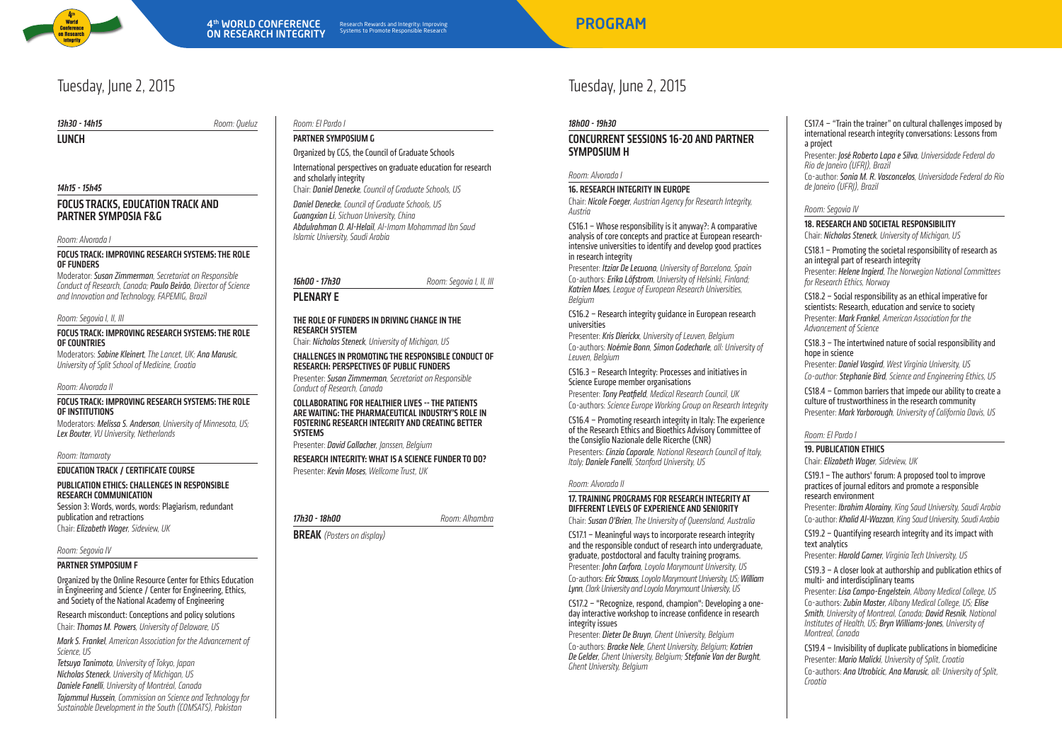# Tuesday, June 2, 2015

*13h30 - 14h15* *Room: Queluz*

**LUNCH**

*14h15 - 15h45*

## FOCUS TRACKS, EDUCATION TRACK AND PARTNER SYMPOSIA F&G

*Room: Alvorada I*

**FOCUS TRACK: IMPROVING RESEARCH SYSTEMS: THE ROLE OF FUNDERS**

Moderator: ***Susan Zimmerman***, *Secretariat on Responsible Conduct of Research, Canada*; ***Paulo Beirão***, *Director of Science and Innovation and Technology, FAPEMIG, Brazil*

*Room: Segovia I, II, III*

**FOCUS TRACK: IMPROVING RESEARCH SYSTEMS: THE ROLE OF COUNTRIES**

Moderators: ***Sabine Kleinert***, *The Lancet, UK*; ***Ana Marusic***, *University of Split School of Medicine, Croatia*

*Room: Alvorada II*

**FOCUS TRACK: IMPROVING RESEARCH SYSTEMS: THE ROLE OF INSTITUTIONS**

Moderators: ***Melissa S. Anderson***, *University of Minnesota, US*; ***Lex Bouter***, *VU University, Netherlands*

*Room: Itamaraty*

**EDUCATION TRACK / CERTIFICATE COURSE**

**PUBLICATION ETHICS: CHALLENGES IN RESPONSIBLE RESEARCH COMMUNICATION**

Session 3: Words, words, words: Plagiarism, redundant publication and retractions

Chair: ***Elizabeth Wager***, *Sideview, UK*

*Room: Segovia IV*

**PARTNER SYMPOSIUM F**

Organized by the Online Resource Center for Ethics Education in Engineering and Science / Center for Engineering, Ethics, and Society of the National Academy of Engineering

Research misconduct: Conceptions and policy solutions

Chair: ***Thomas M. Powers***, *University of Delaware, US*

***Mark S. Frankel***, *American Association for the Advancement of Science, US*
***Tetsuya Tanimoto***, *University of Tokyo, Japan*
***Nicholas Steneck***, *University of Michigan, US*
***Daniele Fanelli***, *University of Montréal, Canada*
***Tajammul Hussein***, *Commission on Science and Technology for Sustainable Development in the South (COMSATS), Pakistan*

*Room: El Pardo I*

**PARTNER SYMPOSIUM G**

Organized by CGS, the Council of Graduate Schools

International perspectives on graduate education for research and scholarly integrity

Chair: ***Daniel Denecke***, *Council of Graduate Schools, US*

***Daniel Denecke***, *Council of Graduate Schools, US*
***Guangxian Li***, *Sichuan University, China*
***Abdulrahman O. Al-Helail***, *Al-Imam Mohammad Ibn Saud Islamic University, Saudi Arabia*

*16h00 - 17h30* *Room: Segovia I, II, III*

## PLENARY E

**THE ROLE OF FUNDERS IN DRIVING CHANGE IN THE RESEARCH SYSTEM**

Chair: ***Nicholas Steneck***, *University of Michigan, US*

**CHALLENGES IN PROMOTING THE RESPONSIBLE CONDUCT OF RESEARCH: PERSPECTIVES OF PUBLIC FUNDERS**

Presenter: ***Susan Zimmerman***, *Secretariat on Responsible Conduct of Research, Canada*

**COLLABORATING FOR HEALTHIER LIVES -- THE PATIENTS ARE WAITING: THE PHARMACEUTICAL INDUSTRY'S ROLE IN FOSTERING RESEARCH INTEGRITY AND CREATING BETTER SYSTEMS**

Presenter: ***David Gallacher***, *Janssen, Belgium*

**RESEARCH INTEGRITY: WHAT IS A SCIENCE FUNDER TO DO?**

Presenter: ***Kevin Moses***, *Wellcome Trust, UK*

*17h30 - 18h00* *Room: Alhambra*

**BREAK** *(Posters on display)*

# Tuesday, June 2, 2015

*18h00 - 19h30*

## CONCURRENT SESSIONS 16-20 AND PARTNER SYMPOSIUM H

*Room: Alvorada I*

**16. RESEARCH INTEGRITY IN EUROPE**

Chair: ***Nicole Foeger***, *Austrian Agency for Research Integrity, Austria*

CS16.1 – Whose responsibility is it anyway?: A comparative analysis of core concepts and practice at European research-intensive universities to identify and develop good practices in research integrity

Presenter: ***Itziar De Lecuona***, *University of Barcelona, Spain*
Co-authors: ***Erika Löfström***, *University of Helsinki, Finland*; ***Katrien Maes***, *League of European Research Universities, Belgium*

CS16.2 – Research integrity guidance in European research universities

Presenter: ***Kris Dierickx***, *University of Leuven, Belgium*
Co-authors: ***Noémie Bonn***, ***Simon Godecharle***, *all: University of Leuven, Belgium*

CS16.3 – Research Integrity: Processes and initiatives in Science Europe member organisations

Presenter: ***Tony Peatfield***, *Medical Research Council, UK*
Co-authors: *Science Europe Working Group on Research Integrity*

CS16.4 – Promoting research integrity in Italy: The experience of the Research Ethics and Bioethics Advisory Committee of the Consiglio Nazionale delle Ricerche (CNR)

Presenters: ***Cinzia Caporale***, *National Research Council of Italy, Italy*; ***Daniele Fanelli***, *Stanford University, US*

*Room: Alvorada II*

**17. TRAINING PROGRAMS FOR RESEARCH INTEGRITY AT DIFFERENT LEVELS OF EXPERIENCE AND SENIORITY**

Chair: ***Susan O'Brien***, *The University of Queensland, Australia*

CS17.1 – Meaningful ways to incorporate research integrity and the responsible conduct of research into undergraduate, graduate, postdoctoral and faculty training programs.

Presenter: ***John Carfora***, *Loyola Marymount University, US*
Co-authors: ***Eric Strauss***, *Loyola Marymount University, US*; ***William Lynn***, *Clark University and Loyola Marymount University, US*

CS17.2 – "Recognize, respond, champion": Developing a one-day interactive workshop to increase confidence in research integrity issues

Presenter: ***Dieter De Bruyn***, *Ghent University, Belgium*
Co-authors: ***Bracke Nele***, *Ghent University, Belgium*; ***Katrien De Gelder***, *Ghent University, Belgium*; ***Stefanie Van der Burght***, *Ghent University, Belgium*

CS17.4 – "Train the trainer" on cultural challenges imposed by international research integrity conversations: Lessons from a project

Presenter: ***José Roberto Lapa e Silva***, *Universidade Federal do Rio de Janeiro (UFRJ), Brazil*
Co-author: ***Sonia M. R. Vasconcelos***, *Universidade Federal do Rio de Janeiro (UFRJ), Brazil*

*Room: Segovia IV*

**18. RESEARCH AND SOCIETAL RESPONSIBILITY**

Chair: ***Nicholas Steneck***, *University of Michigan, US*

CS18.1 – Promoting the societal responsibility of research as an integral part of research integrity

Presenter: ***Helene Ingierd***, *The Norwegian National Committees for Research Ethics, Norway*

CS18.2 – Social responsibility as an ethical imperative for scientists: Research, education and service to society

Presenter: ***Mark Frankel***, *American Association for the Advancement of Science*

CS18.3 – The intertwined nature of social responsibility and hope in science

Presenter: ***Daniel Vasgird***, *West Virginia University, US*
*Co-author:* ***Stephanie Bird***, *Science and Engineering Ethics, US*

CS18.4 – Common barriers that impede our ability to create a culture of trustworthiness in the research community

Presenter: ***Mark Yarborough***, *University of California Davis, US*

*Room: El Pardo I*

**19. PUBLICATION ETHICS**

Chair: ***Elizabeth Wager***, *Sideview, UK*

CS19.1 – The authors' forum: A proposed tool to improve practices of journal editors and promote a responsible research environment

Presenter: ***Ibrahim Alorainy***, *King Saud University, Saudi Arabia*
Co-author: ***Khalid Al-Wazzan***, *King Saud University, Saudi Arabia*

CS19.2 – Quantifying research integrity and its impact with text analytics

Presenter: ***Harold Garner***, *Virginia Tech University, US*

CS19.3 – A closer look at authorship and publication ethics of multi- and interdisciplinary teams

Presenter: ***Lisa Campo-Engelstein***, *Albany Medical College, US*
Co-authors: ***Zubin Master***, *Albany Medical College, US*; ***Elise Smith***, *University of Montreal, Canada*; ***David Resnik***, *National Institutes of Health, US*; ***Bryn Williams-Jones***, *University of Montreal, Canada*

CS19.4 – Invisibility of duplicate publications in biomedicine

Presenter: ***Mario Malicki***, *University of Split, Croatia*
Co-authors: ***Ana Utrobicic***, ***Ana Marusic***, *all: University of Split, Croatia*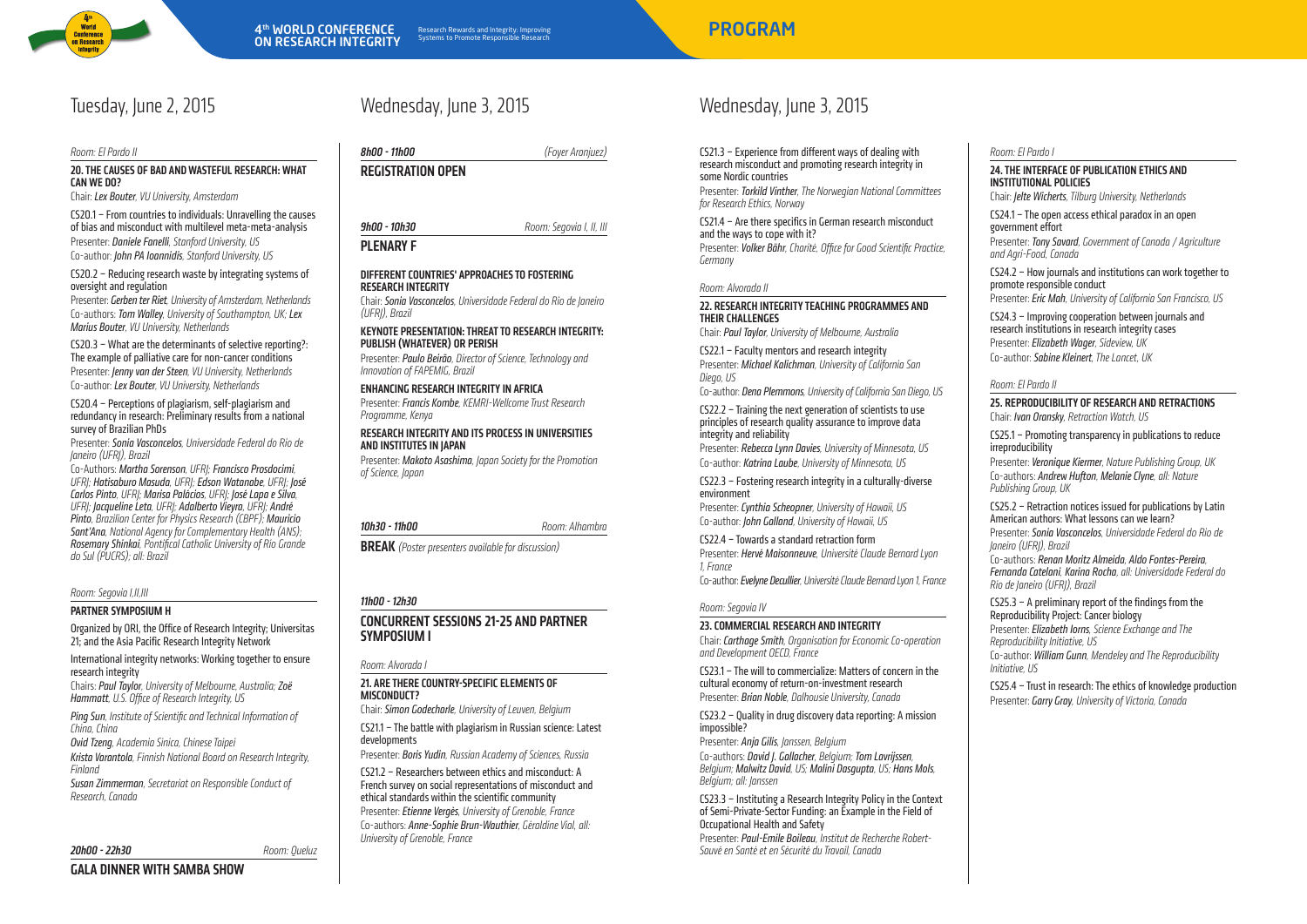# Tuesday, June 2, 2015

*Room: El Pardo II*

**20. THE CAUSES OF BAD AND WASTEFUL RESEARCH: WHAT CAN WE DO?**

Chair: ***Lex Bouter***, *VU University, Amsterdam*

CS20.1 – From countries to individuals: Unravelling the causes of bias and misconduct with multilevel meta-meta-analysis
Presenter: ***Daniele Fanelli***, *Stanford University, US*
Co-author: ***John PA Ioannidis***, *Stanford University, US*

CS20.2 – Reducing research waste by integrating systems of oversight and regulation
Presenter: ***Gerben ter Riet***, *University of Amsterdam, Netherlands*
Co-authors: ***Tom Walley***, *University of Southampton, UK*; ***Lex Marius Bouter***, *VU University, Netherlands*

CS20.3 – What are the determinants of selective reporting?: The example of palliative care for non-cancer conditions
Presenter: ***Jenny van der Steen***, *VU University, Netherlands*
Co-author: ***Lex Bouter***, *VU University, Netherlands*

CS20.4 – Perceptions of plagiarism, self-plagiarism and redundancy in research: Preliminary results from a national survey of Brazilian PhDs
Presenter: ***Sonia Vasconcelos***, *Universidade Federal do Rio de Janeiro (UFRJ), Brazil*
Co-Authors: ***Martha Sorenson***, *UFRJ*; ***Francisco Prosdocimi***, *UFRJ*; ***Hatisaburo Masuda***, *UFRJ*; ***Edson Watanabe***, *UFRJ*; ***José Carlos Pinto***, *UFRJ*; ***Marisa Palácios***, *UFRJ*; ***José Lopo e Silva***, *UFRJ*; ***Jacqueline Leta***, *UFRJ*; ***Adalberto Vieyra***, *UFRJ*; ***André Pinto***, *Brazilian Center for Physics Research (CBPF)*; ***Mauricio Sant'Ana***, *National Agency for Complementary Health (ANS)*; ***Rosemary Shinkai***, *Pontifical Catholic University of Rio Grande do Sul (PUCRS); all: Brazil*

*Room: Segovia I,II,III*

**PARTNER SYMPOSIUM H**

Organized by ORI, the Office of Research Integrity; Universitas 21; and the Asia Pacific Research Integrity Network

International integrity networks: Working together to ensure research integrity

Chairs: ***Paul Taylor***, *University of Melbourne, Australia*; ***Zoë Hammatt***, *U.S. Office of Research Integrity, US*

***Ping Sun***, *Institute of Scientific and Technical Information of China, China*

***Ovid Tzeng***, *Academia Sinica, Chinese Taipei*

***Krista Varantola***, *Finnish National Board on Research Integrity, Finland*

***Susan Zimmerman***, *Secretariat on Responsible Conduct of Research, Canada*

***20h00 - 22h30*** *Room: Queluz*

**GALA DINNER WITH SAMBA SHOW**

# Wednesday, June 3, 2015

***8h00 - 11h00*** *(Foyer Aranjuez)*

**REGISTRATION OPEN**

***9h00 - 10h30*** *Room: Segovia I, II, III*

**PLENARY F**

**DIFFERENT COUNTRIES' APPROACHES TO FOSTERING RESEARCH INTEGRITY**

Chair: ***Sonia Vasconcelos***, *Universidade Federal do Rio de Janeiro (UFRJ), Brazil*

**KEYNOTE PRESENTATION: THREAT TO RESEARCH INTEGRITY: PUBLISH (WHATEVER) OR PERISH**

Presenter: ***Paulo Beirão***, *Director of Science, Technology and Innovation of FAPEMIG, Brazil*

**ENHANCING RESEARCH INTEGRITY IN AFRICA**

Presenter: ***Francis Kombe***, *KEMRI-Wellcome Trust Research Programme, Kenya*

**RESEARCH INTEGRITY AND ITS PROCESS IN UNIVERSITIES AND INSTITUTES IN JAPAN**

Presenter: ***Makoto Asashima***, *Japan Society for the Promotion of Science, Japan*

***10h30 - 11h00*** *Room: Alhambra*

**BREAK** *(Poster presenters available for discussion)*

***11h00 - 12h30***

**CONCURRENT SESSIONS 21-25 AND PARTNER SYMPOSIUM I**

*Room: Alvorada I*

**21. ARE THERE COUNTRY-SPECIFIC ELEMENTS OF MISCONDUCT?**

Chair: ***Simon Godecharle***, *University of Leuven, Belgium*

CS21.1 – The battle with plagiarism in Russian science: Latest developments
Presenter: ***Boris Yudin***, *Russian Academy of Sciences, Russia*

CS21.2 – Researchers between ethics and misconduct: A French survey on social representations of misconduct and ethical standards within the scientific community
Presenter: ***Etienne Vergès***, *University of Grenoble, France*
Co-authors: ***Anne-Sophie Brun-Wauthier***, ***Géraldine Vial***, *all: University of Grenoble, France*

# Wednesday, June 3, 2015

CS21.3 – Experience from different ways of dealing with research misconduct and promoting research integrity in some Nordic countries
Presenter: ***Torkild Vinther***, *The Norwegian National Committees for Research Ethics, Norway*

CS21.4 – Are there specifics in German research misconduct and the ways to cope with it?
Presenter: ***Volker Bähr***, *Charité, Office for Good Scientific Practice, Germany*

*Room: Alvorada II*

**22. RESEARCH INTEGRITY TEACHING PROGRAMMES AND THEIR CHALLENGES**

Chair: ***Paul Taylor***, *University of Melbourne, Australia*

CS22.1 – Faculty mentors and research integrity
Presenter: ***Michael Kalichman***, *University of California San Diego, US*
Co-author: ***Dena Plemmons***, *University of California San Diego, US*

CS22.2 – Training the next generation of scientists to use principles of research quality assurance to improve data integrity and reliability
Presenter: ***Rebecca Lynn Davies***, *University of Minnesota, US*
Co-author: ***Katrina Laube***, *University of Minnesota, US*

CS22.3 – Fostering research integrity in a culturally-diverse environment
Presenter: ***Cynthia Scheopner***, *University of Hawaii, US*
Co-author: ***John Galland***, *University of Hawaii, US*

CS22.4 – Towards a standard retraction form
Presenter: ***Hervé Maisonneuve***, *Université Claude Bernard Lyon 1, France*
Co-author: ***Evelyne Decullier***, *Université Claude Bernard Lyon 1, France*

*Room: Segovia IV*

**23. COMMERCIAL RESEARCH AND INTEGRITY**

Chair: ***Carthage Smith***, *Organisation for Economic Co-operation and Development OECD, France*

CS23.1 – The will to commercialize: Matters of concern in the cultural economy of return-on-investment research
Presenter: ***Brian Noble***, *Dalhousie University, Canada*

CS23.2 – Quality in drug discovery data reporting: A mission impossible?
Presenter: ***Anja Gilis***, *Janssen, Belgium*
Co-authors: ***David J. Gallacher***, *Belgium*; ***Tom Lavrijssen***, *Belgium*; ***Malwitz David***, *US*; ***Malini Dasgupta***, *US*; ***Hans Mols***, *Belgium; all: Janssen*

CS23.3 – Instituting a Research Integrity Policy in the Context of Semi-Private-Sector Funding: an Example in the Field of Occupational Health and Safety
Presenter: ***Paul-Emile Boileau***, *Institut de Recherche Robert-Sauvé en Santé et en Sécurité du Travail, Canada*

*Room: El Pardo I*

**24. THE INTERFACE OF PUBLICATION ETHICS AND INSTITUTIONAL POLICIES**

Chair: ***Jelte Wicherts***, *Tilburg University, Netherlands*

CS24.1 – The open access ethical paradox in an open government effort
Presenter: ***Tony Savard***, *Government of Canada / Agriculture and Agri-Food, Canada*

CS24.2 – How journals and institutions can work together to promote responsible conduct
Presenter: ***Eric Mah***, *University of California San Francisco, US*

CS24.3 – Improving cooperation between journals and research institutions in research integrity cases
Presenter: ***Elizabeth Wager***, *Sideview, UK*
Co-author: ***Sabine Kleinert***, *The Lancet, UK*

*Room: El Pardo II*

**25. REPRODUCIBILITY OF RESEARCH AND RETRACTIONS**

Chair: ***Ivan Oransky***, *Retraction Watch, US*

CS25.1 – Promoting transparency in publications to reduce irreproducibility
Presenter: ***Veronique Kiermer***, *Nature Publishing Group, UK*
Co-authors: ***Andrew Hufton***, ***Melanie Clyne***, *all: Nature Publishing Group, UK*

CS25.2 – Retraction notices issued for publications by Latin American authors: What lessons can we learn?
Presenter: ***Sonia Vasconcelos***, *Universidade Federal do Rio de Janeiro (UFRJ), Brazil*
Co-authors: ***Renan Moritz Almeida***, ***Aldo Fontes-Pereira***, ***Fernanda Catelani***, ***Karina Rocha***, *all: Universidade Federal do Rio de Janeiro (UFRJ), Brazil*

CS25.3 – A preliminary report of the findings from the Reproducibility Project: Cancer biology
Presenter: ***Elizabeth Iorns***, *Science Exchange and The Reproducibility Initiative, US*
Co-author: ***William Gunn***, *Mendeley and The Reproducibility Initiative, US*

CS25.4 – Trust in research: The ethics of knowledge production
Presenter: ***Garry Gray***, *University of Victoria, Canada*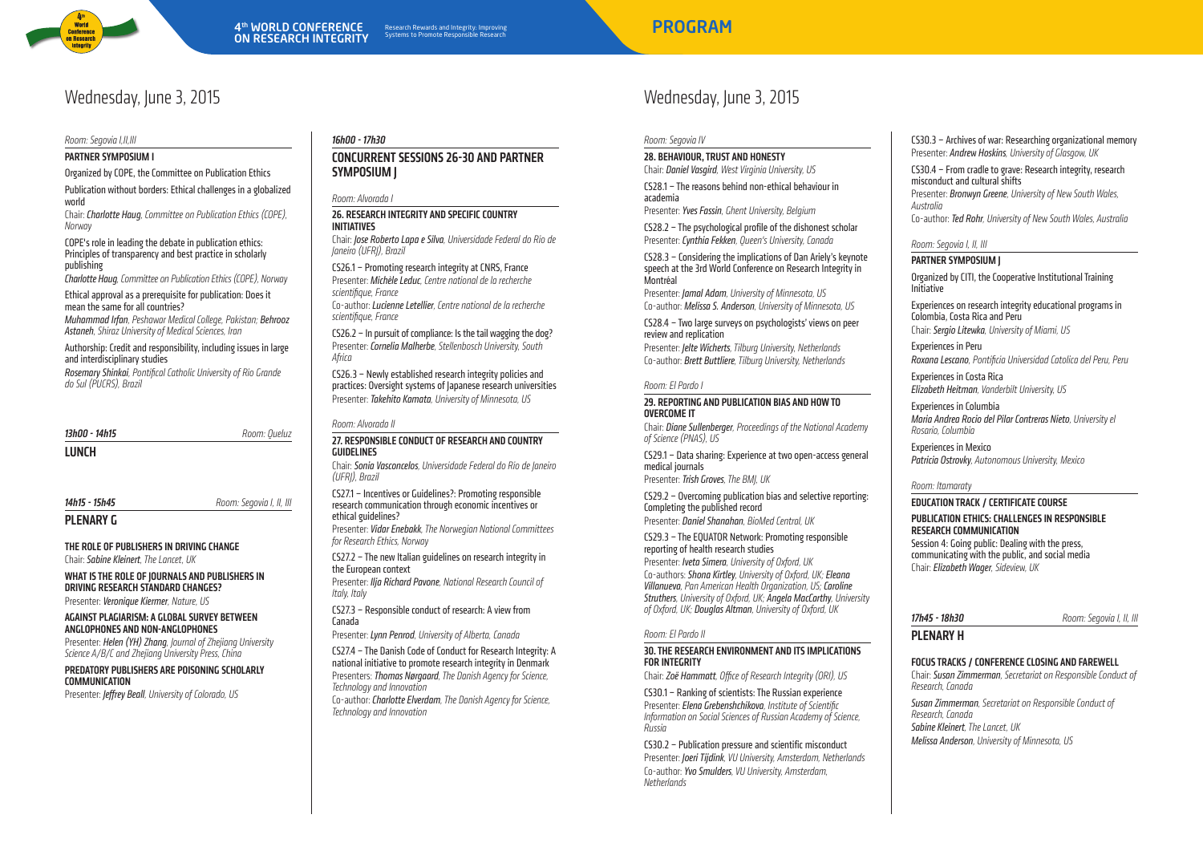# Wednesday, June 3, 2015

*Room: Segovia I,II,III*

**PARTNER SYMPOSIUM I**

Organized by COPE, the Committee on Publication Ethics

Publication without borders: Ethical challenges in a globalized world

Chair: ***Charlotte Haug**, Committee on Publication Ethics (COPE), Norway*

COPE's role in leading the debate in publication ethics: Principles of transparency and best practice in scholarly publishing

***Charlotte Haug**, Committee on Publication Ethics (COPE), Norway*

Ethical approval as a prerequisite for publication: Does it mean the same for all countries?

***Muhammad Irfan**, Peshawar Medical College, Pakistan; **Behrooz Astaneh**, Shiraz University of Medical Sciences, Iran*

Authorship: Credit and responsibility, including issues in large and interdisciplinary studies

***Rosemary Shinkai**, Pontifical Catholic University of Rio Grande do Sul (PUCRS), Brazil*

***13h00 - 14h15*** *Room: Queluz*

## LUNCH

***14h15 - 15h45*** *Room: Segovia I, II, III*

## PLENARY G

**THE ROLE OF PUBLISHERS IN DRIVING CHANGE**

Chair: ***Sabine Kleinert**, The Lancet, UK*

**WHAT IS THE ROLE OF JOURNALS AND PUBLISHERS IN DRIVING RESEARCH STANDARD CHANGES?**

Presenter: ***Veronique Kiermer**, Nature, US*

**AGAINST PLAGIARISM: A GLOBAL SURVEY BETWEEN ANGLOPHONES AND NON-ANGLOPHONES**

Presenter: ***Helen (YH) Zhang**, Journal of Zhejiang University Science A/B/C and Zhejiang University Press, China*

**PREDATORY PUBLISHERS ARE POISONING SCHOLARLY COMMUNICATION**

Presenter: ***Jeffrey Beall**, University of Colorado, US*

***16h00 - 17h30***

## CONCURRENT SESSIONS 26-30 AND PARTNER SYMPOSIUM J

*Room: Alvorado I*

**26. RESEARCH INTEGRITY AND SPECIFIC COUNTRY INITIATIVES**

Chair: ***Jose Roberto Lapa e Silva**, Universidade Federal do Rio de Janeiro (UFRJ), Brazil*

CS26.1 – Promoting research integrity at CNRS, France

Presenter: ***Michèle Leduc**, Centre national de la recherche scientifique, France*

Co-author: ***Lucienne Letellier**, Centre national de la recherche scientifique, France*

CS26.2 – In pursuit of compliance: Is the tail wagging the dog?

Presenter: ***Cornelia Malherbe**, Stellenbosch University, South Africa*

CS26.3 – Newly established research integrity policies and practices: Oversight systems of Japanese research universities

Presenter: ***Takehito Kamata**, University of Minnesota, US*

*Room: Alvorado II*

**27. RESPONSIBLE CONDUCT OF RESEARCH AND COUNTRY GUIDELINES**

Chair: ***Sonia Vasconcelos**, Universidade Federal do Rio de Janeiro (UFRJ), Brazil*

CS27.1 – Incentives or Guidelines?: Promoting responsible research communication through economic incentives or ethical guidelines?

Presenter: ***Vidar Enebakk**, The Norwegian National Committees for Research Ethics, Norway*

CS27.2 – The new Italian guidelines on research integrity in the European context

Presenter: ***Ilja Richard Pavone**, National Research Council of Italy, Italy*

CS27.3 – Responsible conduct of research: A view from Canada

Presenter: ***Lynn Penrod**, University of Alberta, Canada*

CS27.4 – The Danish Code of Conduct for Research Integrity: A national initiative to promote research integrity in Denmark

Presenters: ***Thomas Nørgaard**, The Danish Agency for Science, Technology and Innovation*

Co-author: ***Charlotte Elverdam**, The Danish Agency for Science, Technology and Innovation*

*Room: Segovia IV*

**28. BEHAVIOUR, TRUST AND HONESTY**

Chair: ***Daniel Vasgird**, West Virginia University, US*

CS28.1 – The reasons behind non-ethical behaviour in academia

Presenter: ***Yves Fassin**, Ghent University, Belgium*

CS28.2 – The psychological profile of the dishonest scholar

Presenter: ***Cynthia Fekken**, Queen's University, Canada*

CS28.3 – Considering the implications of Dan Ariely's keynote speech at the 3rd World Conference on Research Integrity in Montréal

Presenter: ***Jamal Adam**, University of Minnesota, US*

Co-author: ***Melissa S. Anderson**, University of Minnesota, US*

CS28.4 – Two large surveys on psychologists' views on peer review and replication

Presenter: ***Jelte Wicherts**, Tilburg University, Netherlands*

Co-author: ***Brett Buttliere**, Tilburg University, Netherlands*

*Room: El Pardo I*

**29. REPORTING AND PUBLICATION BIAS AND HOW TO OVERCOME IT**

Chair: ***Diane Sullenberger**, Proceedings of the National Academy of Science (PNAS), US*

CS29.1 – Data sharing: Experience at two open-access general medical journals

Presenter: ***Trish Groves**, The BMJ, UK*

CS29.2 – Overcoming publication bias and selective reporting: Completing the published record

Presenter: ***Daniel Shanahan**, BioMed Central, UK*

CS29.3 – The EQUATOR Network: Promoting responsible reporting of health research studies

Presenter: ***Iveta Simera**, University of Oxford, UK*

Co-authors: ***Shona Kirtley**, University of Oxford, UK; **Eleano Villanueva**, Pan American Health Organization, US; **Caroline Struthers**, University of Oxford, UK; **Angela MacCarthy**, University of Oxford, UK; **Douglas Altman**, University of Oxford, UK*

*Room: El Pardo II*

**30. THE RESEARCH ENVIRONMENT AND ITS IMPLICATIONS FOR INTEGRITY**

Chair: ***Zoë Hammatt**, Office of Research Integrity (ORI), US*

CS30.1 – Ranking of scientists: The Russian experience

Presenter: ***Elena Grebenshchikova**, Institute of Scientific Information on Social Sciences of Russian Academy of Science, Russia*

CS30.2 – Publication pressure and scientific misconduct

Presenter: ***Joeri Tijdink**, VU University, Amsterdam, Netherlands*

Co-author: ***Yvo Smulders**, VU University, Amsterdam, Netherlands*

CS30.3 – Archives of war: Researching organizational memory

Presenter: ***Andrew Hoskins**, University of Glasgow, UK*

CS30.4 – From cradle to grave: Research integrity, research misconduct and cultural shifts

Presenter: ***Bronwyn Greene**, University of New South Wales, Australia*

Co-author: ***Ted Rohr**, University of New South Wales, Australia*

*Room: Segovia I, II, III*

**PARTNER SYMPOSIUM J**

Organized by CITI, the Cooperative Institutional Training Initiative

Experiences on research integrity educational programs in Colombia, Costa Rica and Peru

Chair: ***Sergio Litewka**, University of Miami, US*

Experiences in Peru

***Roxana Lescano**, Pontificia Universidad Catolica del Peru, Peru*

Experiences in Costa Rica

***Elizabeth Heitman**, Vanderbilt University, US*

Experiences in Columbia

***Maria Andrea Rocio del Pilar Contreras Nieto**, University el Rosario, Columbia*

Experiences in Mexico

***Patricia Ostrovky**, Autonomous University, Mexico*

*Room: Itamaraty*

**EDUCATION TRACK / CERTIFICATE COURSE**

**PUBLICATION ETHICS: CHALLENGES IN RESPONSIBLE RESEARCH COMMUNICATION**

Session 4: Going public: Dealing with the press, communicating with the public, and social media

Chair: ***Elizabeth Wager**, Sideview, UK*

***17h45 - 18h30*** *Room: Segovia I, II, III*

## PLENARY H

**FOCUS TRACKS / CONFERENCE CLOSING AND FAREWELL**

Chair: ***Susan Zimmerman**, Secretariat on Responsible Conduct of Research, Canada*

***Susan Zimmerman**, Secretariat on Responsible Conduct of Research, Canada*

***Sabine Kleinert**, The Lancet, UK*

***Melissa Anderson**, University of Minnesota, US*